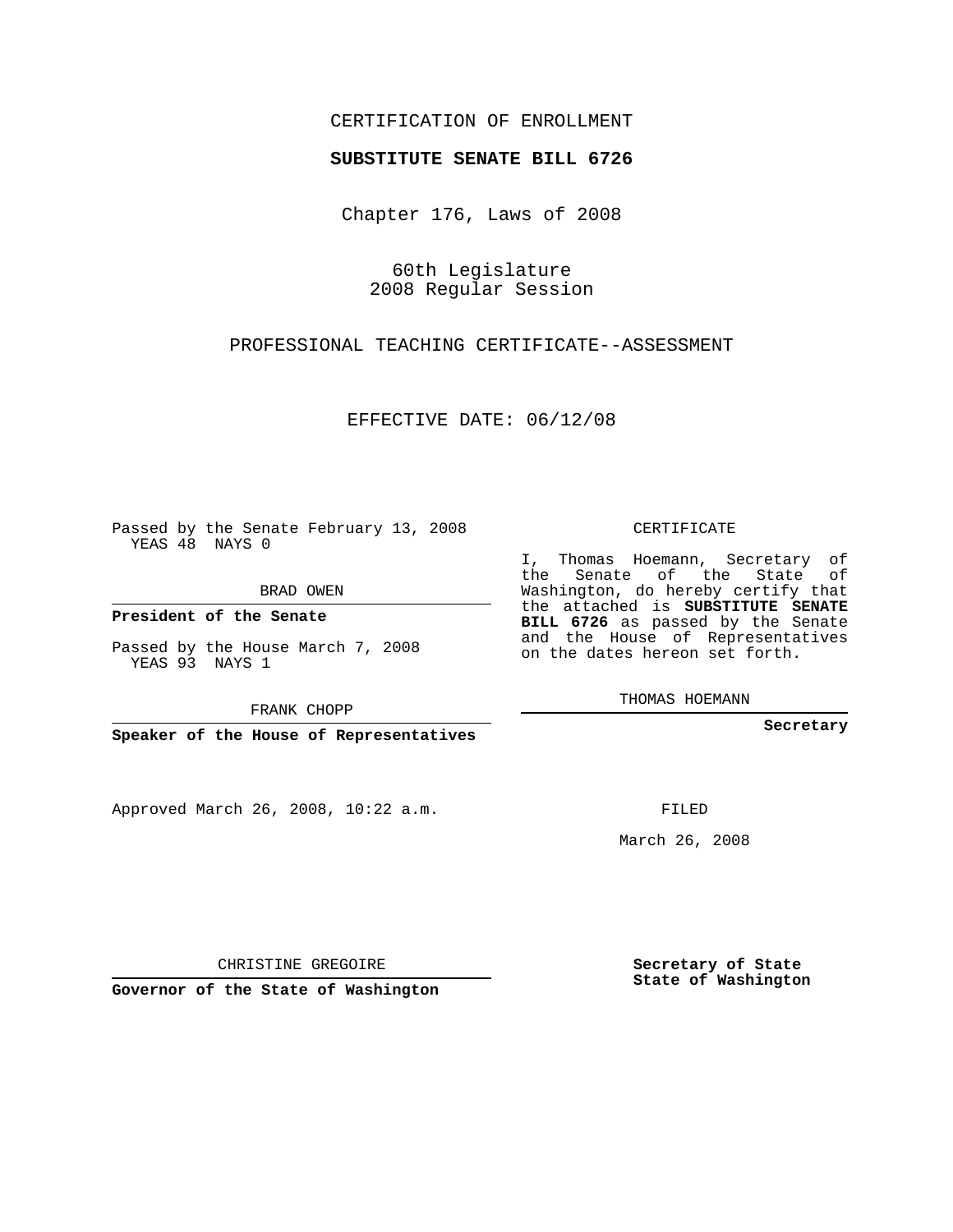CERTIFICATION OF ENROLLMENT

**SUBSTITUTE SENATE BILL 6726**

Chapter 176, Laws of 2008

60th Legislature
2008 Regular Session

PROFESSIONAL TEACHING CERTIFICATE--ASSESSMENT

EFFECTIVE DATE: 06/12/08

Passed by the Senate February 13, 2008
YEAS 48 NAYS 0

BRAD OWEN

**President of the Senate**

Passed by the House March 7, 2008
YEAS 93 NAYS 1

FRANK CHOPP

**Speaker of the House of Representatives**

CERTIFICATE

I, Thomas Hoemann, Secretary of the Senate of the State of Washington, do hereby certify that the attached is **SUBSTITUTE SENATE BILL 6726** as passed by the Senate and the House of Representatives on the dates hereon set forth.

THOMAS HOEMANN

**Secretary**

Approved March 26, 2008, 10:22 a.m.

FILED

March 26, 2008

CHRISTINE GREGOIRE

**Governor of the State of Washington**

**Secretary of State**
**State of Washington**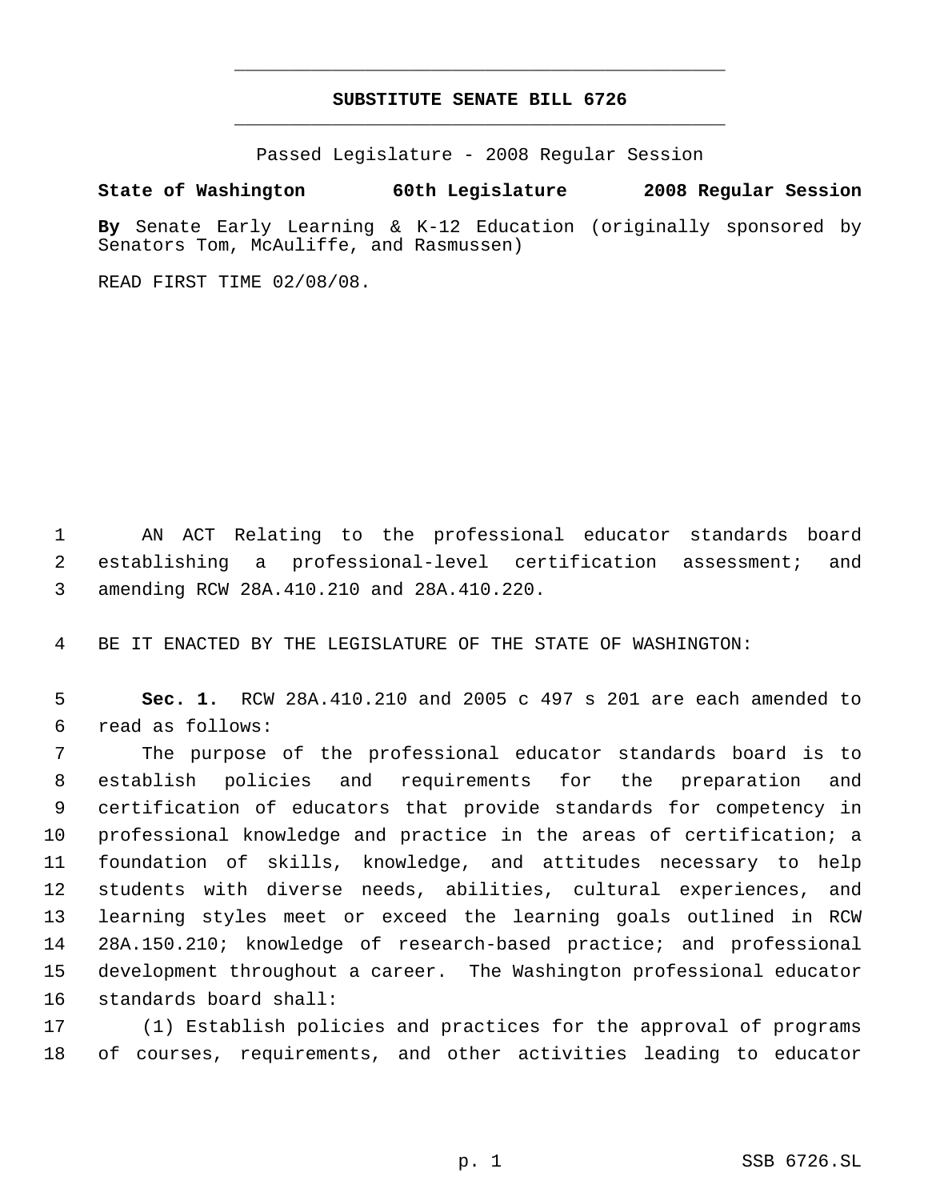# SUBSTITUTE SENATE BILL 6726

Passed Legislature - 2008 Regular Session

**State of Washington 60th Legislature 2008 Regular Session**

**By** Senate Early Learning & K-12 Education (originally sponsored by Senators Tom, McAuliffe, and Rasmussen)

READ FIRST TIME 02/08/08.

AN ACT Relating to the professional educator standards board establishing a professional-level certification assessment; and amending RCW 28A.410.210 and 28A.410.220.

BE IT ENACTED BY THE LEGISLATURE OF THE STATE OF WASHINGTON:

**Sec. 1.** RCW 28A.410.210 and 2005 c 497 s 201 are each amended to read as follows:

The purpose of the professional educator standards board is to establish policies and requirements for the preparation and certification of educators that provide standards for competency in professional knowledge and practice in the areas of certification; a foundation of skills, knowledge, and attitudes necessary to help students with diverse needs, abilities, cultural experiences, and learning styles meet or exceed the learning goals outlined in RCW 28A.150.210; knowledge of research-based practice; and professional development throughout a career. The Washington professional educator standards board shall:

(1) Establish policies and practices for the approval of programs of courses, requirements, and other activities leading to educator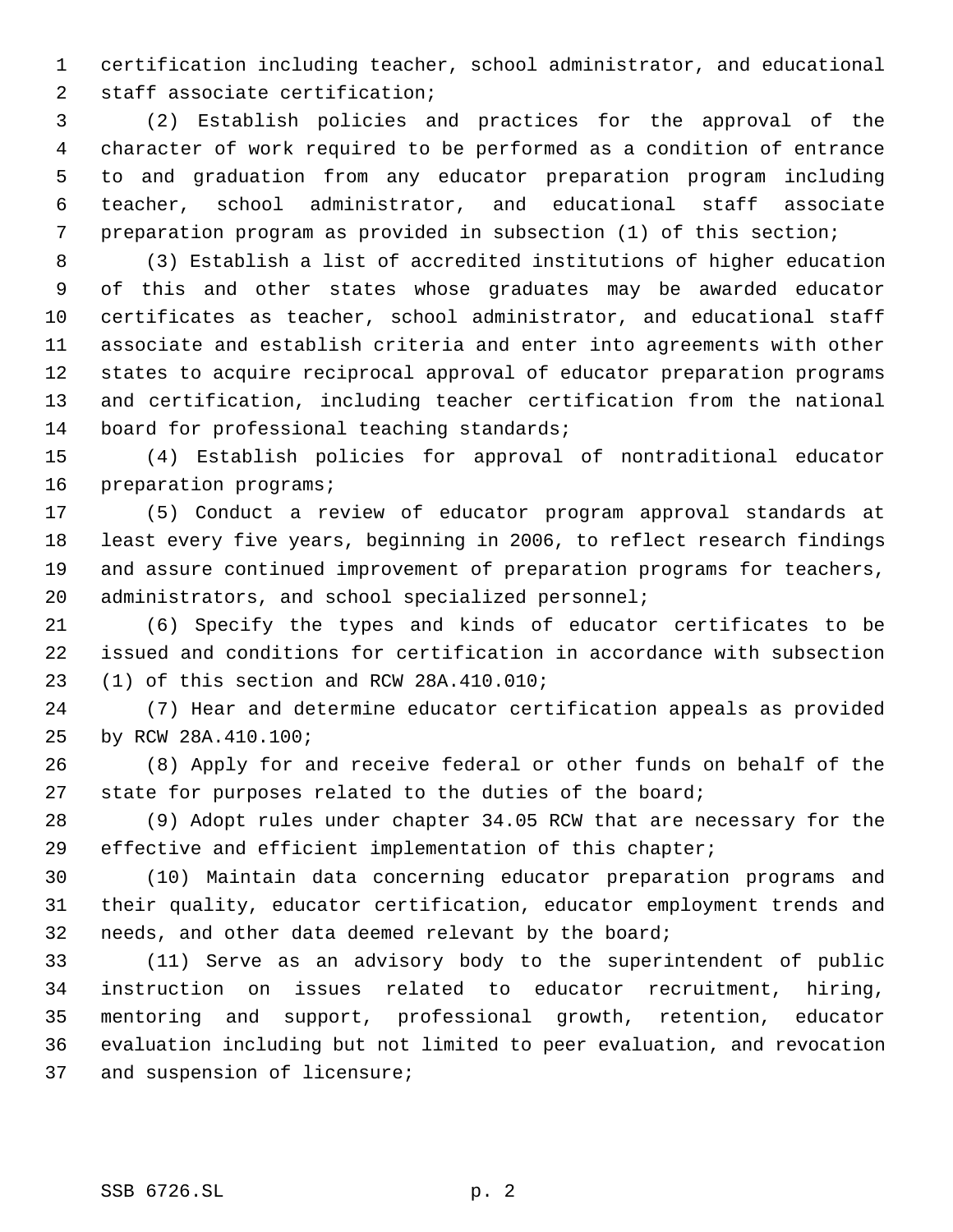certification including teacher, school administrator, and educational staff associate certification;

(2) Establish policies and practices for the approval of the character of work required to be performed as a condition of entrance to and graduation from any educator preparation program including teacher, school administrator, and educational staff associate preparation program as provided in subsection (1) of this section;

(3) Establish a list of accredited institutions of higher education of this and other states whose graduates may be awarded educator certificates as teacher, school administrator, and educational staff associate and establish criteria and enter into agreements with other states to acquire reciprocal approval of educator preparation programs and certification, including teacher certification from the national board for professional teaching standards;

(4) Establish policies for approval of nontraditional educator preparation programs;

(5) Conduct a review of educator program approval standards at least every five years, beginning in 2006, to reflect research findings and assure continued improvement of preparation programs for teachers, administrators, and school specialized personnel;

(6) Specify the types and kinds of educator certificates to be issued and conditions for certification in accordance with subsection (1) of this section and RCW 28A.410.010;

(7) Hear and determine educator certification appeals as provided by RCW 28A.410.100;

(8) Apply for and receive federal or other funds on behalf of the state for purposes related to the duties of the board;

(9) Adopt rules under chapter 34.05 RCW that are necessary for the effective and efficient implementation of this chapter;

(10) Maintain data concerning educator preparation programs and their quality, educator certification, educator employment trends and needs, and other data deemed relevant by the board;

(11) Serve as an advisory body to the superintendent of public instruction on issues related to educator recruitment, hiring, mentoring and support, professional growth, retention, educator evaluation including but not limited to peer evaluation, and revocation and suspension of licensure;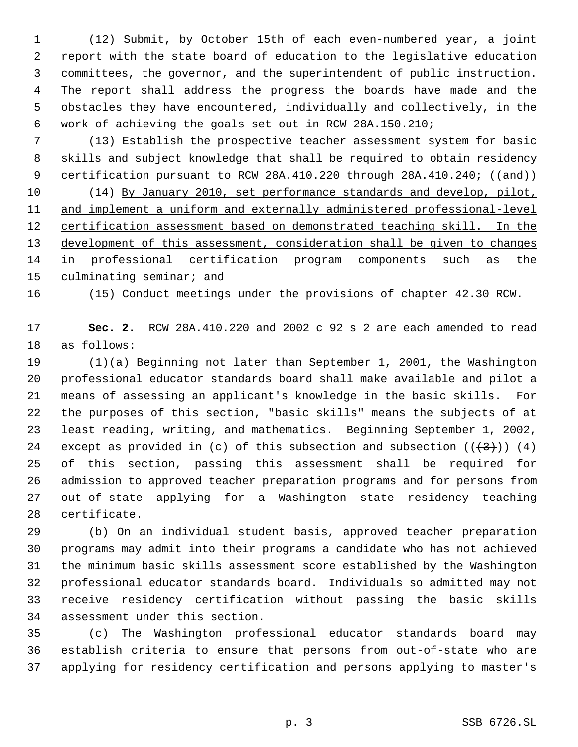(12) Submit, by October 15th of each even-numbered year, a joint report with the state board of education to the legislative education committees, the governor, and the superintendent of public instruction. The report shall address the progress the boards have made and the obstacles they have encountered, individually and collectively, in the work of achieving the goals set out in RCW 28A.150.210;

(13) Establish the prospective teacher assessment system for basic skills and subject knowledge that shall be required to obtain residency certification pursuant to RCW 28A.410.220 through 28A.410.240; ((~~and~~))

(14) By January 2010, set performance standards and develop, pilot, and implement a uniform and externally administered professional-level certification assessment based on demonstrated teaching skill. In the development of this assessment, consideration shall be given to changes in professional certification program components such as the culminating seminar; and

(15) Conduct meetings under the provisions of chapter 42.30 RCW.

**Sec. 2.** RCW 28A.410.220 and 2002 c 92 s 2 are each amended to read as follows:

(1)(a) Beginning not later than September 1, 2001, the Washington professional educator standards board shall make available and pilot a means of assessing an applicant's knowledge in the basic skills. For the purposes of this section, "basic skills" means the subjects of at least reading, writing, and mathematics. Beginning September 1, 2002, except as provided in (c) of this subsection and subsection ((~~(3)~~)) (4) of this section, passing this assessment shall be required for admission to approved teacher preparation programs and for persons from out-of-state applying for a Washington state residency teaching certificate.

(b) On an individual student basis, approved teacher preparation programs may admit into their programs a candidate who has not achieved the minimum basic skills assessment score established by the Washington professional educator standards board. Individuals so admitted may not receive residency certification without passing the basic skills assessment under this section.

(c) The Washington professional educator standards board may establish criteria to ensure that persons from out-of-state who are applying for residency certification and persons applying to master's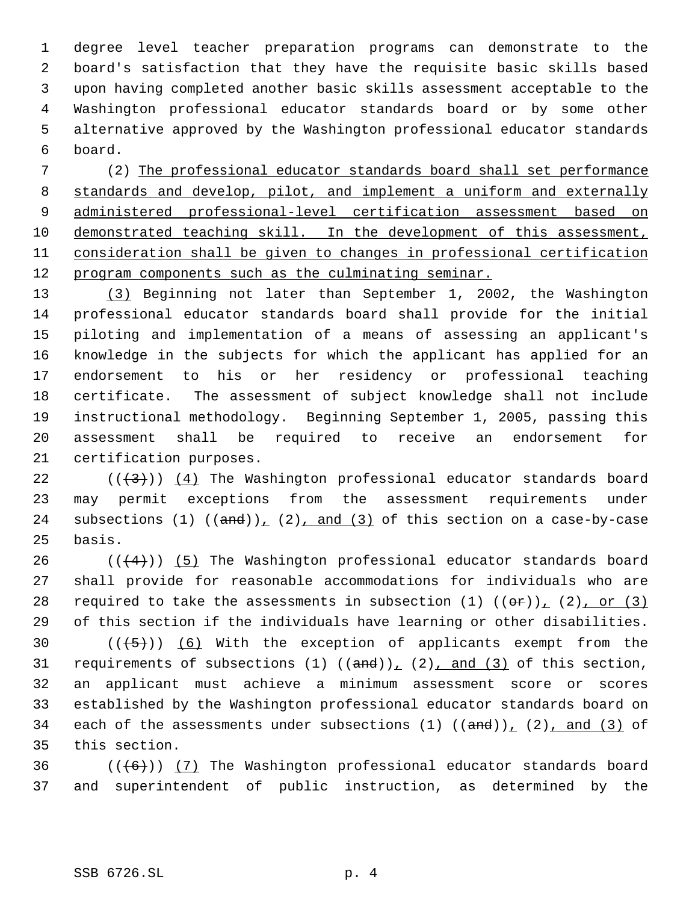degree level teacher preparation programs can demonstrate to the board's satisfaction that they have the requisite basic skills based upon having completed another basic skills assessment acceptable to the Washington professional educator standards board or by some other alternative approved by the Washington professional educator standards board.

(2) <u>The professional educator standards board shall set performance standards and develop, pilot, and implement a uniform and externally administered professional-level certification assessment based on demonstrated teaching skill. In the development of this assessment, consideration shall be given to changes in professional certification program components such as the culminating seminar.</u>

<u>(3)</u> Beginning not later than September 1, 2002, the Washington professional educator standards board shall provide for the initial piloting and implementation of a means of assessing an applicant's knowledge in the subjects for which the applicant has applied for an endorsement to his or her residency or professional teaching certificate. The assessment of subject knowledge shall not include instructional methodology. Beginning September 1, 2005, passing this assessment shall be required to receive an endorsement for certification purposes.

((~~(3)~~)) <u>(4)</u> The Washington professional educator standards board may permit exceptions from the assessment requirements under subsections (1) ((~~and~~))<u>,</u> (2)<u>, and (3)</u> of this section on a case-by-case basis.

((~~(4)~~)) <u>(5)</u> The Washington professional educator standards board shall provide for reasonable accommodations for individuals who are required to take the assessments in subsection (1) ((~~or~~))<u>,</u> (2)<u>, or (3)</u> of this section if the individuals have learning or other disabilities.

((~~(5)~~)) <u>(6)</u> With the exception of applicants exempt from the requirements of subsections (1) ((~~and~~))<u>,</u> (2)<u>, and (3)</u> of this section, an applicant must achieve a minimum assessment score or scores established by the Washington professional educator standards board on each of the assessments under subsections (1) ((~~and~~))<u>,</u> (2)<u>, and (3)</u> of this section.

((~~(6)~~)) <u>(7)</u> The Washington professional educator standards board and superintendent of public instruction, as determined by the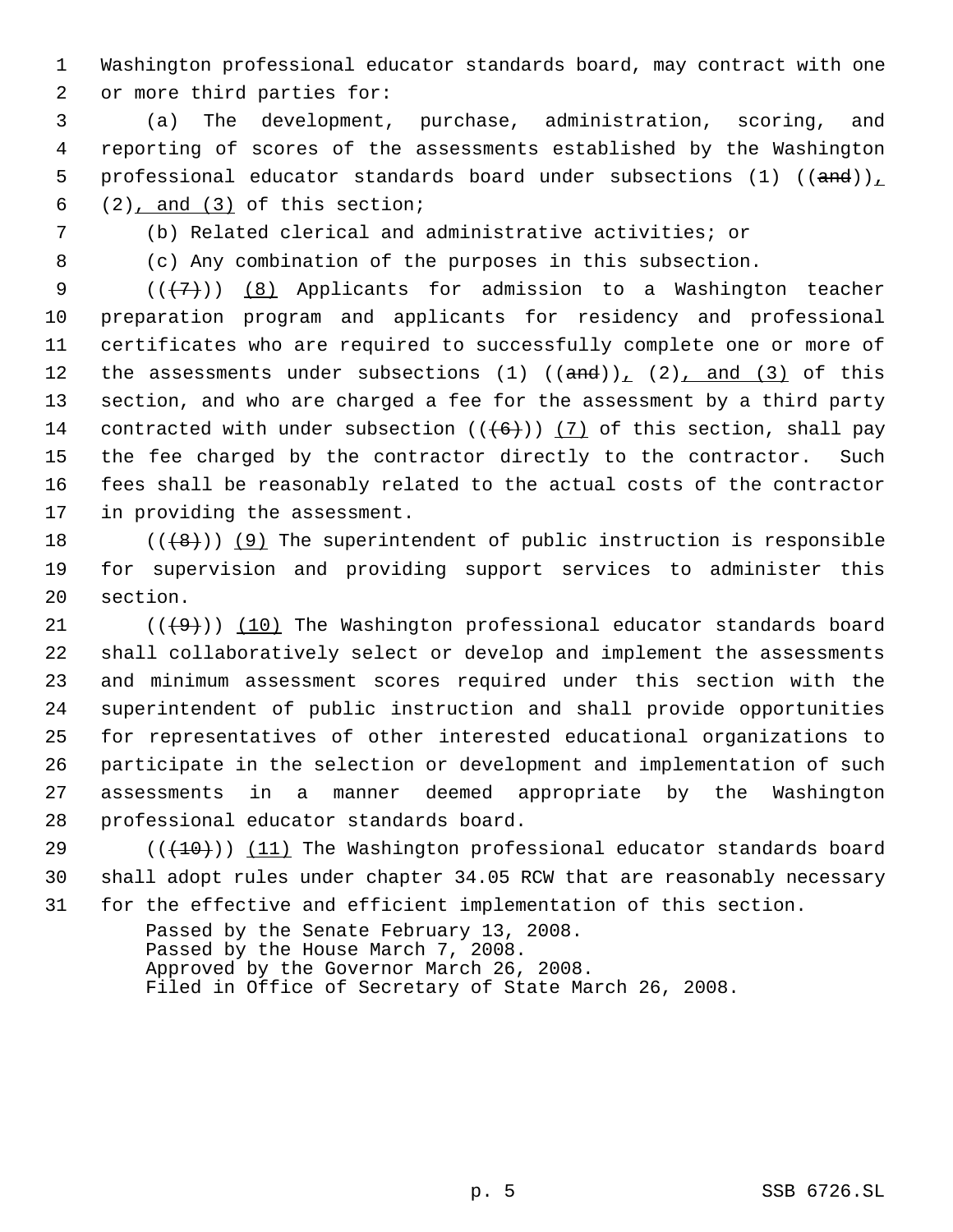Washington professional educator standards board, may contract with one or more third parties for:

(a) The development, purchase, administration, scoring, and reporting of scores of the assessments established by the Washington professional educator standards board under subsections (1) ((~~and~~)), (2), and (3) of this section;

(b) Related clerical and administrative activities; or

(c) Any combination of the purposes in this subsection.

((~~(7)~~)) (8) Applicants for admission to a Washington teacher preparation program and applicants for residency and professional certificates who are required to successfully complete one or more of the assessments under subsections (1) ((~~and~~)), (2), and (3) of this section, and who are charged a fee for the assessment by a third party contracted with under subsection ((~~(6)~~)) (7) of this section, shall pay the fee charged by the contractor directly to the contractor. Such fees shall be reasonably related to the actual costs of the contractor in providing the assessment.

((~~(8)~~)) (9) The superintendent of public instruction is responsible for supervision and providing support services to administer this section.

((~~(9)~~)) (10) The Washington professional educator standards board shall collaboratively select or develop and implement the assessments and minimum assessment scores required under this section with the superintendent of public instruction and shall provide opportunities for representatives of other interested educational organizations to participate in the selection or development and implementation of such assessments in a manner deemed appropriate by the Washington professional educator standards board.

((~~(10)~~)) (11) The Washington professional educator standards board shall adopt rules under chapter 34.05 RCW that are reasonably necessary for the effective and efficient implementation of this section.

Passed by the Senate February 13, 2008.
Passed by the House March 7, 2008.
Approved by the Governor March 26, 2008.
Filed in Office of Secretary of State March 26, 2008.